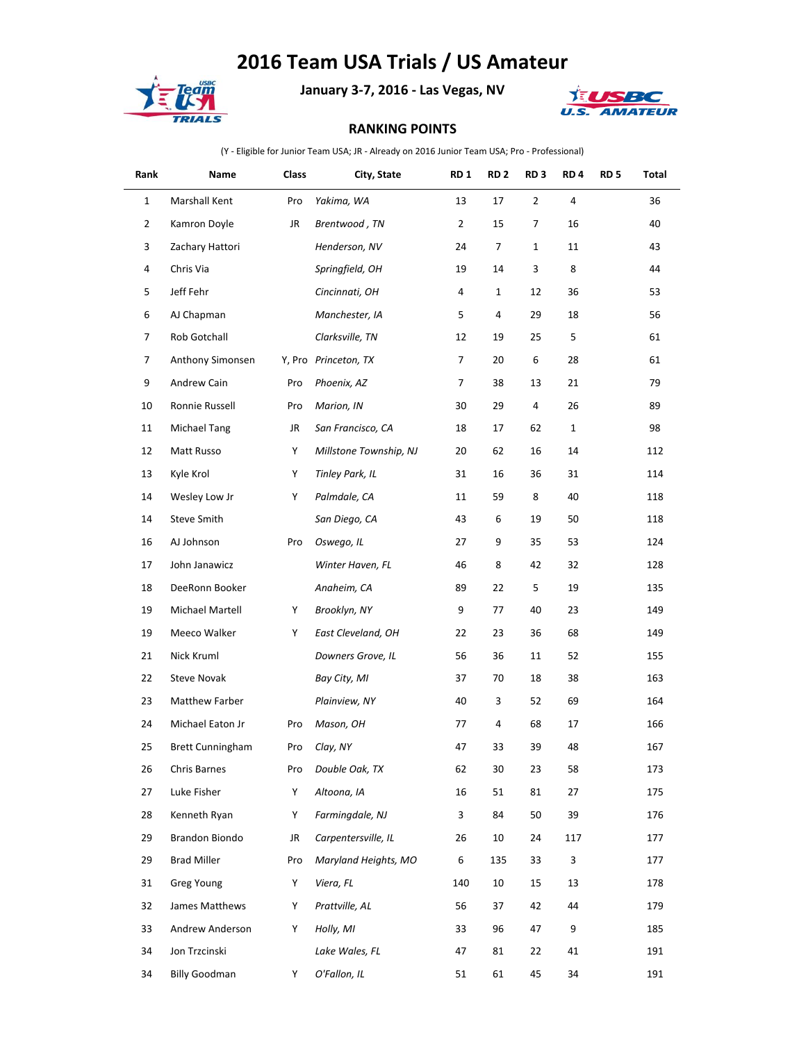# 2016 Team USA Trials / US Amateur

**January 3-7, 2016 - Las Vegas, NV**

**RANKING POINTS**

(Y - Eligible for Junior Team USA; JR - Already on 2016 Junior Team USA; Pro - Professional)

| Rank | Name | Class | City, State | RD 1 | RD 2 | RD 3 | RD 4 | RD 5 | Total |
|---|---|---|---|---|---|---|---|---|---|
| 1 | Marshall Kent | Pro | *Yakima, WA* | 13 | 17 | 2 | 4 | | 36 |
| 2 | Kamron Doyle | JR | *Brentwood , TN* | 2 | 15 | 7 | 16 | | 40 |
| 3 | Zachary Hattori | | *Henderson, NV* | 24 | 7 | 1 | 11 | | 43 |
| 4 | Chris Via | | *Springfield, OH* | 19 | 14 | 3 | 8 | | 44 |
| 5 | Jeff Fehr | | *Cincinnati, OH* | 4 | 1 | 12 | 36 | | 53 |
| 6 | AJ Chapman | | *Manchester, IA* | 5 | 4 | 29 | 18 | | 56 |
| 7 | Rob Gotchall | | *Clarksville, TN* | 12 | 19 | 25 | 5 | | 61 |
| 7 | Anthony Simonsen | Y, Pro | *Princeton, TX* | 7 | 20 | 6 | 28 | | 61 |
| 9 | Andrew Cain | Pro | *Phoenix, AZ* | 7 | 38 | 13 | 21 | | 79 |
| 10 | Ronnie Russell | Pro | *Marion, IN* | 30 | 29 | 4 | 26 | | 89 |
| 11 | Michael Tang | JR | *San Francisco, CA* | 18 | 17 | 62 | 1 | | 98 |
| 12 | Matt Russo | Y | *Millstone Township, NJ* | 20 | 62 | 16 | 14 | | 112 |
| 13 | Kyle Krol | Y | *Tinley Park, IL* | 31 | 16 | 36 | 31 | | 114 |
| 14 | Wesley Low Jr | Y | *Palmdale, CA* | 11 | 59 | 8 | 40 | | 118 |
| 14 | Steve Smith | | *San Diego, CA* | 43 | 6 | 19 | 50 | | 118 |
| 16 | AJ Johnson | Pro | *Oswego, IL* | 27 | 9 | 35 | 53 | | 124 |
| 17 | John Janawicz | | *Winter Haven, FL* | 46 | 8 | 42 | 32 | | 128 |
| 18 | DeeRonn Booker | | *Anaheim, CA* | 89 | 22 | 5 | 19 | | 135 |
| 19 | Michael Martell | Y | *Brooklyn, NY* | 9 | 77 | 40 | 23 | | 149 |
| 19 | Meeco Walker | Y | *East Cleveland, OH* | 22 | 23 | 36 | 68 | | 149 |
| 21 | Nick Kruml | | *Downers Grove, IL* | 56 | 36 | 11 | 52 | | 155 |
| 22 | Steve Novak | | *Bay City, MI* | 37 | 70 | 18 | 38 | | 163 |
| 23 | Matthew Farber | | *Plainview, NY* | 40 | 3 | 52 | 69 | | 164 |
| 24 | Michael Eaton Jr | Pro | *Mason, OH* | 77 | 4 | 68 | 17 | | 166 |
| 25 | Brett Cunningham | Pro | *Clay, NY* | 47 | 33 | 39 | 48 | | 167 |
| 26 | Chris Barnes | Pro | *Double Oak, TX* | 62 | 30 | 23 | 58 | | 173 |
| 27 | Luke Fisher | Y | *Altoona, IA* | 16 | 51 | 81 | 27 | | 175 |
| 28 | Kenneth Ryan | Y | *Farmingdale, NJ* | 3 | 84 | 50 | 39 | | 176 |
| 29 | Brandon Biondo | JR | *Carpentersville, IL* | 26 | 10 | 24 | 117 | | 177 |
| 29 | Brad Miller | Pro | *Maryland Heights, MO* | 6 | 135 | 33 | 3 | | 177 |
| 31 | Greg Young | Y | *Viera, FL* | 140 | 10 | 15 | 13 | | 178 |
| 32 | James Matthews | Y | *Prattville, AL* | 56 | 37 | 42 | 44 | | 179 |
| 33 | Andrew Anderson | Y | *Holly, MI* | 33 | 96 | 47 | 9 | | 185 |
| 34 | Jon Trzcinski | | *Lake Wales, FL* | 47 | 81 | 22 | 41 | | 191 |
| 34 | Billy Goodman | Y | *O'Fallon, IL* | 51 | 61 | 45 | 34 | | 191 |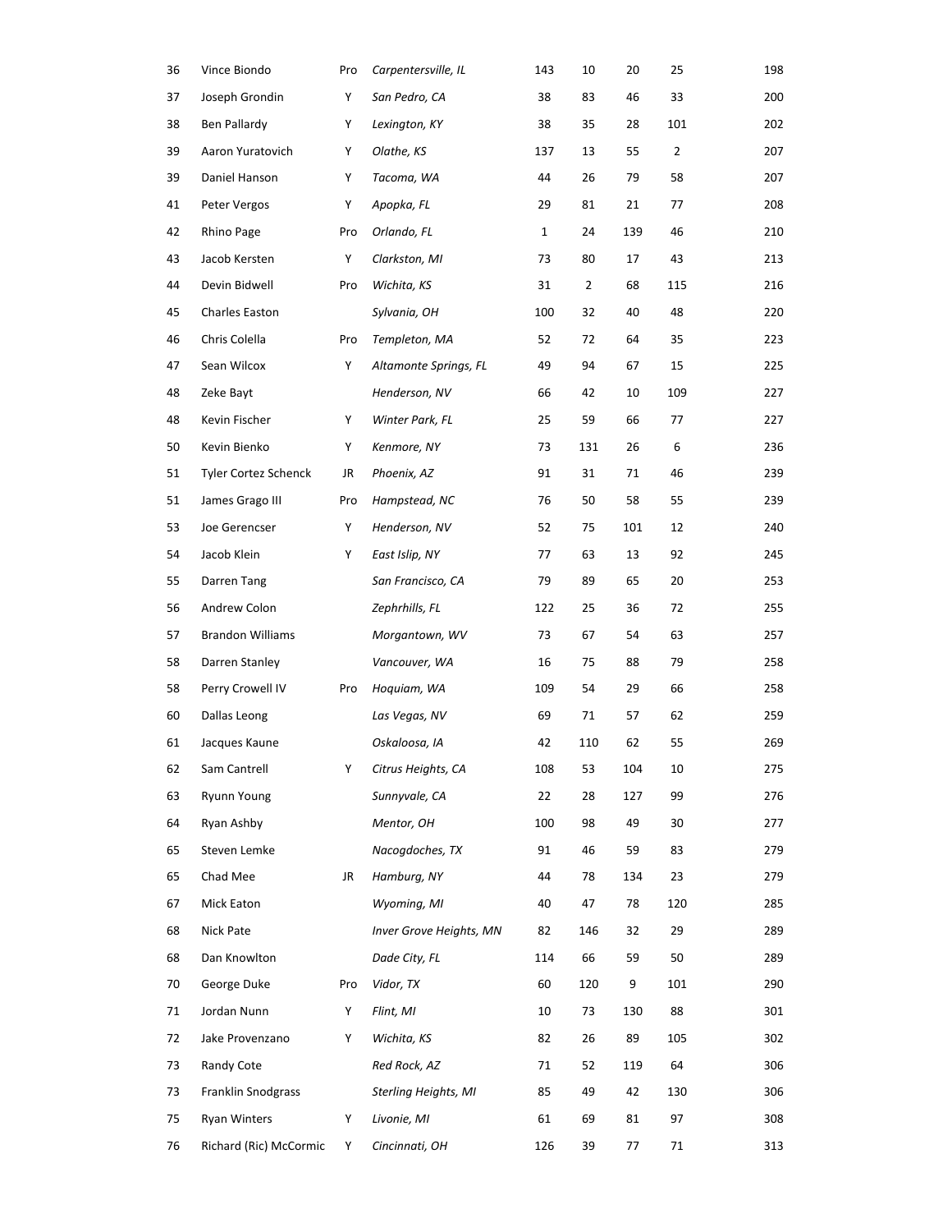| | | | | | | | | |
|---|---|---|---|---|---|---|---|---|
| 36 | Vince Biondo | Pro | *Carpentersville, IL* | 143 | 10 | 20 | 25 | 198 |
| 37 | Joseph Grondin | Y | *San Pedro, CA* | 38 | 83 | 46 | 33 | 200 |
| 38 | Ben Pallardy | Y | *Lexington, KY* | 38 | 35 | 28 | 101 | 202 |
| 39 | Aaron Yuratovich | Y | *Olathe, KS* | 137 | 13 | 55 | 2 | 207 |
| 39 | Daniel Hanson | Y | *Tacoma, WA* | 44 | 26 | 79 | 58 | 207 |
| 41 | Peter Vergos | Y | *Apopka, FL* | 29 | 81 | 21 | 77 | 208 |
| 42 | Rhino Page | Pro | *Orlando, FL* | 1 | 24 | 139 | 46 | 210 |
| 43 | Jacob Kersten | Y | *Clarkston, MI* | 73 | 80 | 17 | 43 | 213 |
| 44 | Devin Bidwell | Pro | *Wichita, KS* | 31 | 2 | 68 | 115 | 216 |
| 45 | Charles Easton | | *Sylvania, OH* | 100 | 32 | 40 | 48 | 220 |
| 46 | Chris Colella | Pro | *Templeton, MA* | 52 | 72 | 64 | 35 | 223 |
| 47 | Sean Wilcox | Y | *Altamonte Springs, FL* | 49 | 94 | 67 | 15 | 225 |
| 48 | Zeke Bayt | | *Henderson, NV* | 66 | 42 | 10 | 109 | 227 |
| 48 | Kevin Fischer | Y | *Winter Park, FL* | 25 | 59 | 66 | 77 | 227 |
| 50 | Kevin Bienko | Y | *Kenmore, NY* | 73 | 131 | 26 | 6 | 236 |
| 51 | Tyler Cortez Schenck | JR | *Phoenix, AZ* | 91 | 31 | 71 | 46 | 239 |
| 51 | James Grago III | Pro | *Hampstead, NC* | 76 | 50 | 58 | 55 | 239 |
| 53 | Joe Gerencser | Y | *Henderson, NV* | 52 | 75 | 101 | 12 | 240 |
| 54 | Jacob Klein | Y | *East Islip, NY* | 77 | 63 | 13 | 92 | 245 |
| 55 | Darren Tang | | *San Francisco, CA* | 79 | 89 | 65 | 20 | 253 |
| 56 | Andrew Colon | | *Zephrhills, FL* | 122 | 25 | 36 | 72 | 255 |
| 57 | Brandon Williams | | *Morgantown, WV* | 73 | 67 | 54 | 63 | 257 |
| 58 | Darren Stanley | | *Vancouver, WA* | 16 | 75 | 88 | 79 | 258 |
| 58 | Perry Crowell IV | Pro | *Hoquiam, WA* | 109 | 54 | 29 | 66 | 258 |
| 60 | Dallas Leong | | *Las Vegas, NV* | 69 | 71 | 57 | 62 | 259 |
| 61 | Jacques Kaune | | *Oskaloosa, IA* | 42 | 110 | 62 | 55 | 269 |
| 62 | Sam Cantrell | Y | *Citrus Heights, CA* | 108 | 53 | 104 | 10 | 275 |
| 63 | Ryunn Young | | *Sunnyvale, CA* | 22 | 28 | 127 | 99 | 276 |
| 64 | Ryan Ashby | | *Mentor, OH* | 100 | 98 | 49 | 30 | 277 |
| 65 | Steven Lemke | | *Nacogdoches, TX* | 91 | 46 | 59 | 83 | 279 |
| 65 | Chad Mee | JR | *Hamburg, NY* | 44 | 78 | 134 | 23 | 279 |
| 67 | Mick Eaton | | *Wyoming, MI* | 40 | 47 | 78 | 120 | 285 |
| 68 | Nick Pate | | *Inver Grove Heights, MN* | 82 | 146 | 32 | 29 | 289 |
| 68 | Dan Knowlton | | *Dade City, FL* | 114 | 66 | 59 | 50 | 289 |
| 70 | George Duke | Pro | *Vidor, TX* | 60 | 120 | 9 | 101 | 290 |
| 71 | Jordan Nunn | Y | *Flint, MI* | 10 | 73 | 130 | 88 | 301 |
| 72 | Jake Provenzano | Y | *Wichita, KS* | 82 | 26 | 89 | 105 | 302 |
| 73 | Randy Cote | | *Red Rock, AZ* | 71 | 52 | 119 | 64 | 306 |
| 73 | Franklin Snodgrass | | *Sterling Heights, MI* | 85 | 49 | 42 | 130 | 306 |
| 75 | Ryan Winters | Y | *Livonie, MI* | 61 | 69 | 81 | 97 | 308 |
| 76 | Richard (Ric) McCormic | Y | *Cincinnati, OH* | 126 | 39 | 77 | 71 | 313 |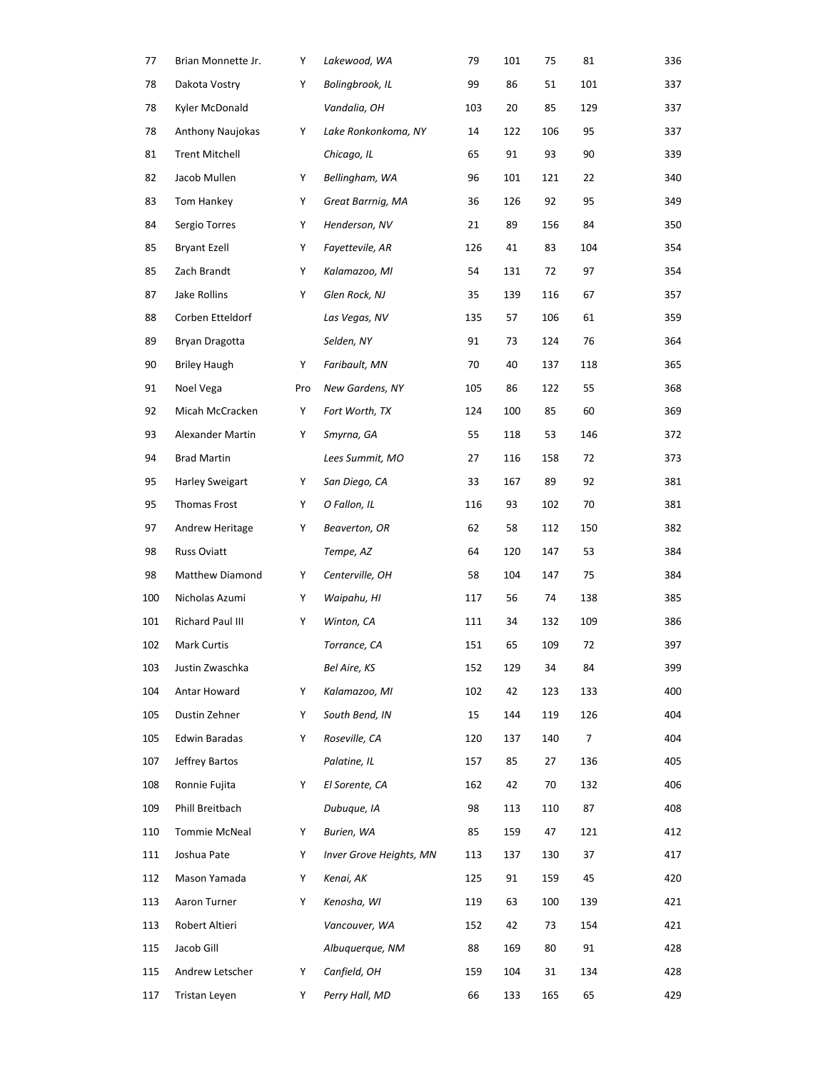| | | | | | | | | |
|---|---|---|---|---|---|---|---|---|
| 77 | Brian Monnette Jr. | Y | *Lakewood, WA* | 79 | 101 | 75 | 81 | 336 |
| 78 | Dakota Vostry | Y | *Bolingbrook, IL* | 99 | 86 | 51 | 101 | 337 |
| 78 | Kyler McDonald | | *Vandalia, OH* | 103 | 20 | 85 | 129 | 337 |
| 78 | Anthony Naujokas | Y | *Lake Ronkonkoma, NY* | 14 | 122 | 106 | 95 | 337 |
| 81 | Trent Mitchell | | *Chicago, IL* | 65 | 91 | 93 | 90 | 339 |
| 82 | Jacob Mullen | Y | *Bellingham, WA* | 96 | 101 | 121 | 22 | 340 |
| 83 | Tom Hankey | Y | *Great Barrnig, MA* | 36 | 126 | 92 | 95 | 349 |
| 84 | Sergio Torres | Y | *Henderson, NV* | 21 | 89 | 156 | 84 | 350 |
| 85 | Bryant Ezell | Y | *Fayettevile, AR* | 126 | 41 | 83 | 104 | 354 |
| 85 | Zach Brandt | Y | *Kalamazoo, MI* | 54 | 131 | 72 | 97 | 354 |
| 87 | Jake Rollins | Y | *Glen Rock, NJ* | 35 | 139 | 116 | 67 | 357 |
| 88 | Corben Etteldorf | | *Las Vegas, NV* | 135 | 57 | 106 | 61 | 359 |
| 89 | Bryan Dragotta | | *Selden, NY* | 91 | 73 | 124 | 76 | 364 |
| 90 | Briley Haugh | Y | *Faribault, MN* | 70 | 40 | 137 | 118 | 365 |
| 91 | Noel Vega | Pro | *New Gardens, NY* | 105 | 86 | 122 | 55 | 368 |
| 92 | Micah McCracken | Y | *Fort Worth, TX* | 124 | 100 | 85 | 60 | 369 |
| 93 | Alexander Martin | Y | *Smyrna, GA* | 55 | 118 | 53 | 146 | 372 |
| 94 | Brad Martin | | *Lees Summit, MO* | 27 | 116 | 158 | 72 | 373 |
| 95 | Harley Sweigart | Y | *San Diego, CA* | 33 | 167 | 89 | 92 | 381 |
| 95 | Thomas Frost | Y | *O Fallon, IL* | 116 | 93 | 102 | 70 | 381 |
| 97 | Andrew Heritage | Y | *Beaverton, OR* | 62 | 58 | 112 | 150 | 382 |
| 98 | Russ Oviatt | | *Tempe, AZ* | 64 | 120 | 147 | 53 | 384 |
| 98 | Matthew Diamond | Y | *Centerville, OH* | 58 | 104 | 147 | 75 | 384 |
| 100 | Nicholas Azumi | Y | *Waipahu, HI* | 117 | 56 | 74 | 138 | 385 |
| 101 | Richard Paul III | Y | *Winton, CA* | 111 | 34 | 132 | 109 | 386 |
| 102 | Mark Curtis | | *Torrance, CA* | 151 | 65 | 109 | 72 | 397 |
| 103 | Justin Zwaschka | | *Bel Aire, KS* | 152 | 129 | 34 | 84 | 399 |
| 104 | Antar Howard | Y | *Kalamazoo, MI* | 102 | 42 | 123 | 133 | 400 |
| 105 | Dustin Zehner | Y | *South Bend, IN* | 15 | 144 | 119 | 126 | 404 |
| 105 | Edwin Baradas | Y | *Roseville, CA* | 120 | 137 | 140 | 7 | 404 |
| 107 | Jeffrey Bartos | | *Palatine, IL* | 157 | 85 | 27 | 136 | 405 |
| 108 | Ronnie Fujita | Y | *El Sorente, CA* | 162 | 42 | 70 | 132 | 406 |
| 109 | Phill Breitbach | | *Dubuque, IA* | 98 | 113 | 110 | 87 | 408 |
| 110 | Tommie McNeal | Y | *Burien, WA* | 85 | 159 | 47 | 121 | 412 |
| 111 | Joshua Pate | Y | *Inver Grove Heights, MN* | 113 | 137 | 130 | 37 | 417 |
| 112 | Mason Yamada | Y | *Kenai, AK* | 125 | 91 | 159 | 45 | 420 |
| 113 | Aaron Turner | Y | *Kenosha, WI* | 119 | 63 | 100 | 139 | 421 |
| 113 | Robert Altieri | | *Vancouver, WA* | 152 | 42 | 73 | 154 | 421 |
| 115 | Jacob Gill | | *Albuquerque, NM* | 88 | 169 | 80 | 91 | 428 |
| 115 | Andrew Letscher | Y | *Canfield, OH* | 159 | 104 | 31 | 134 | 428 |
| 117 | Tristan Leyen | Y | *Perry Hall, MD* | 66 | 133 | 165 | 65 | 429 |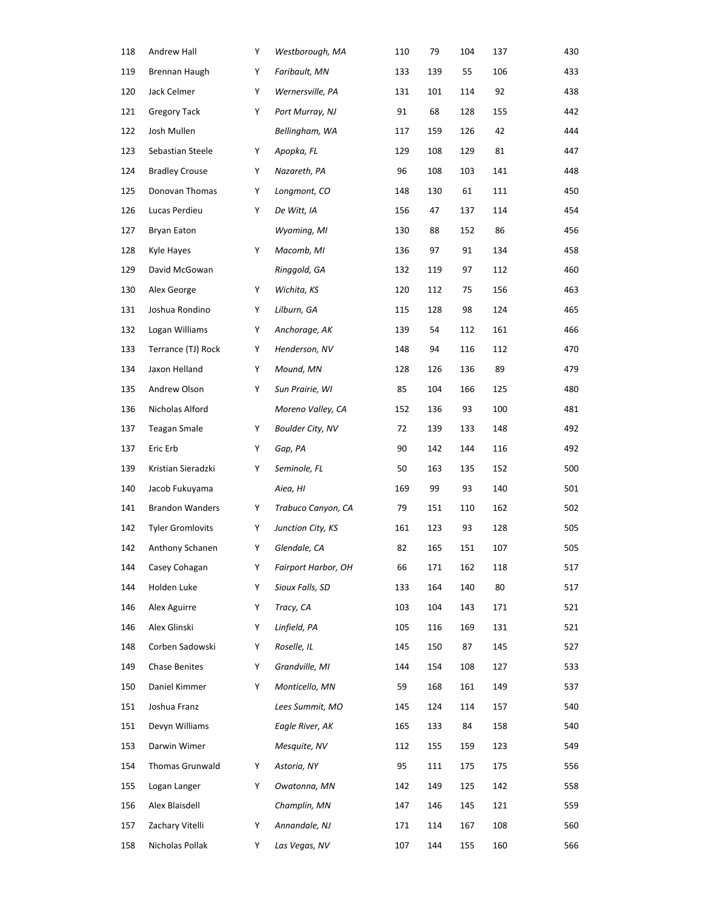| | | | | | | | | |
|---|---|---|---|---|---|---|---|---|
| 118 | Andrew Hall | Y | *Westborough, MA* | 110 | 79 | 104 | 137 | 430 |
| 119 | Brennan Haugh | Y | *Faribault, MN* | 133 | 139 | 55 | 106 | 433 |
| 120 | Jack Celmer | Y | *Wernersville, PA* | 131 | 101 | 114 | 92 | 438 |
| 121 | Gregory Tack | Y | *Port Murray, NJ* | 91 | 68 | 128 | 155 | 442 |
| 122 | Josh Mullen | | *Bellingham, WA* | 117 | 159 | 126 | 42 | 444 |
| 123 | Sebastian Steele | Y | *Apopka, FL* | 129 | 108 | 129 | 81 | 447 |
| 124 | Bradley Crouse | Y | *Nazareth, PA* | 96 | 108 | 103 | 141 | 448 |
| 125 | Donovan Thomas | Y | *Longmont, CO* | 148 | 130 | 61 | 111 | 450 |
| 126 | Lucas Perdieu | Y | *De Witt, IA* | 156 | 47 | 137 | 114 | 454 |
| 127 | Bryan Eaton | | *Wyoming, MI* | 130 | 88 | 152 | 86 | 456 |
| 128 | Kyle Hayes | Y | *Macomb, MI* | 136 | 97 | 91 | 134 | 458 |
| 129 | David McGowan | | *Ringgold, GA* | 132 | 119 | 97 | 112 | 460 |
| 130 | Alex George | Y | *Wichita, KS* | 120 | 112 | 75 | 156 | 463 |
| 131 | Joshua Rondino | Y | *Lilburn, GA* | 115 | 128 | 98 | 124 | 465 |
| 132 | Logan Williams | Y | *Anchorage, AK* | 139 | 54 | 112 | 161 | 466 |
| 133 | Terrance (TJ) Rock | Y | *Henderson, NV* | 148 | 94 | 116 | 112 | 470 |
| 134 | Jaxon Helland | Y | *Mound, MN* | 128 | 126 | 136 | 89 | 479 |
| 135 | Andrew Olson | Y | *Sun Prairie, WI* | 85 | 104 | 166 | 125 | 480 |
| 136 | Nicholas Alford | | *Moreno Valley, CA* | 152 | 136 | 93 | 100 | 481 |
| 137 | Teagan Smale | Y | *Boulder City, NV* | 72 | 139 | 133 | 148 | 492 |
| 137 | Eric Erb | Y | *Gap, PA* | 90 | 142 | 144 | 116 | 492 |
| 139 | Kristian Sieradzki | Y | *Seminole, FL* | 50 | 163 | 135 | 152 | 500 |
| 140 | Jacob Fukuyama | | *Aiea, HI* | 169 | 99 | 93 | 140 | 501 |
| 141 | Brandon Wanders | Y | *Trabuco Canyon, CA* | 79 | 151 | 110 | 162 | 502 |
| 142 | Tyler Gromlovits | Y | *Junction City, KS* | 161 | 123 | 93 | 128 | 505 |
| 142 | Anthony Schanen | Y | *Glendale, CA* | 82 | 165 | 151 | 107 | 505 |
| 144 | Casey Cohagan | Y | *Fairport Harbor, OH* | 66 | 171 | 162 | 118 | 517 |
| 144 | Holden Luke | Y | *Sioux Falls, SD* | 133 | 164 | 140 | 80 | 517 |
| 146 | Alex Aguirre | Y | *Tracy, CA* | 103 | 104 | 143 | 171 | 521 |
| 146 | Alex Glinski | Y | *Linfield, PA* | 105 | 116 | 169 | 131 | 521 |
| 148 | Corben Sadowski | Y | *Roselle, IL* | 145 | 150 | 87 | 145 | 527 |
| 149 | Chase Benites | Y | *Grandville, MI* | 144 | 154 | 108 | 127 | 533 |
| 150 | Daniel Kimmer | Y | *Monticello, MN* | 59 | 168 | 161 | 149 | 537 |
| 151 | Joshua Franz | | *Lees Summit, MO* | 145 | 124 | 114 | 157 | 540 |
| 151 | Devyn Williams | | *Eagle River, AK* | 165 | 133 | 84 | 158 | 540 |
| 153 | Darwin Wimer | | *Mesquite, NV* | 112 | 155 | 159 | 123 | 549 |
| 154 | Thomas Grunwald | Y | *Astoria, NY* | 95 | 111 | 175 | 175 | 556 |
| 155 | Logan Langer | Y | *Owatonna, MN* | 142 | 149 | 125 | 142 | 558 |
| 156 | Alex Blaisdell | | *Champlin, MN* | 147 | 146 | 145 | 121 | 559 |
| 157 | Zachary Vitelli | Y | *Annandale, NJ* | 171 | 114 | 167 | 108 | 560 |
| 158 | Nicholas Pollak | Y | *Las Vegas, NV* | 107 | 144 | 155 | 160 | 566 |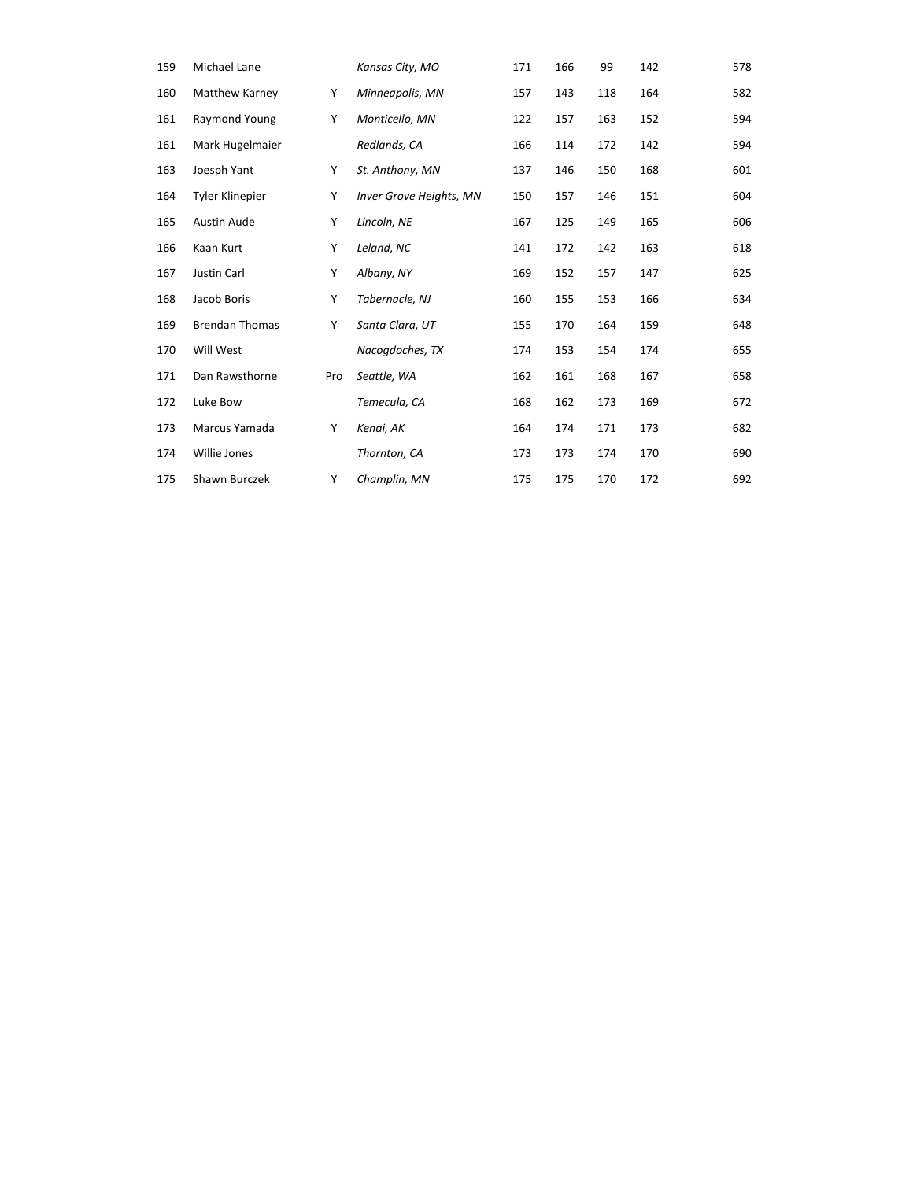| | | | | | | | | |
|---|---|---|---|---|---|---|---|---|
| 159 | Michael Lane | | *Kansas City, MO* | 171 | 166 | 99 | 142 | 578 |
| 160 | Matthew Karney | Y | *Minneapolis, MN* | 157 | 143 | 118 | 164 | 582 |
| 161 | Raymond Young | Y | *Monticello, MN* | 122 | 157 | 163 | 152 | 594 |
| 161 | Mark Hugelmaier | | *Redlands, CA* | 166 | 114 | 172 | 142 | 594 |
| 163 | Joesph Yant | Y | *St. Anthony, MN* | 137 | 146 | 150 | 168 | 601 |
| 164 | Tyler Klinepier | Y | *Inver Grove Heights, MN* | 150 | 157 | 146 | 151 | 604 |
| 165 | Austin Aude | Y | *Lincoln, NE* | 167 | 125 | 149 | 165 | 606 |
| 166 | Kaan Kurt | Y | *Leland, NC* | 141 | 172 | 142 | 163 | 618 |
| 167 | Justin Carl | Y | *Albany, NY* | 169 | 152 | 157 | 147 | 625 |
| 168 | Jacob Boris | Y | *Tabernacle, NJ* | 160 | 155 | 153 | 166 | 634 |
| 169 | Brendan Thomas | Y | *Santa Clara, UT* | 155 | 170 | 164 | 159 | 648 |
| 170 | Will West | | *Nacogdoches, TX* | 174 | 153 | 154 | 174 | 655 |
| 171 | Dan Rawsthorne | Pro | *Seattle, WA* | 162 | 161 | 168 | 167 | 658 |
| 172 | Luke Bow | | *Temecula, CA* | 168 | 162 | 173 | 169 | 672 |
| 173 | Marcus Yamada | Y | *Kenai, AK* | 164 | 174 | 171 | 173 | 682 |
| 174 | Willie Jones | | *Thornton, CA* | 173 | 173 | 174 | 170 | 690 |
| 175 | Shawn Burczek | Y | *Champlin, MN* | 175 | 175 | 170 | 172 | 692 |